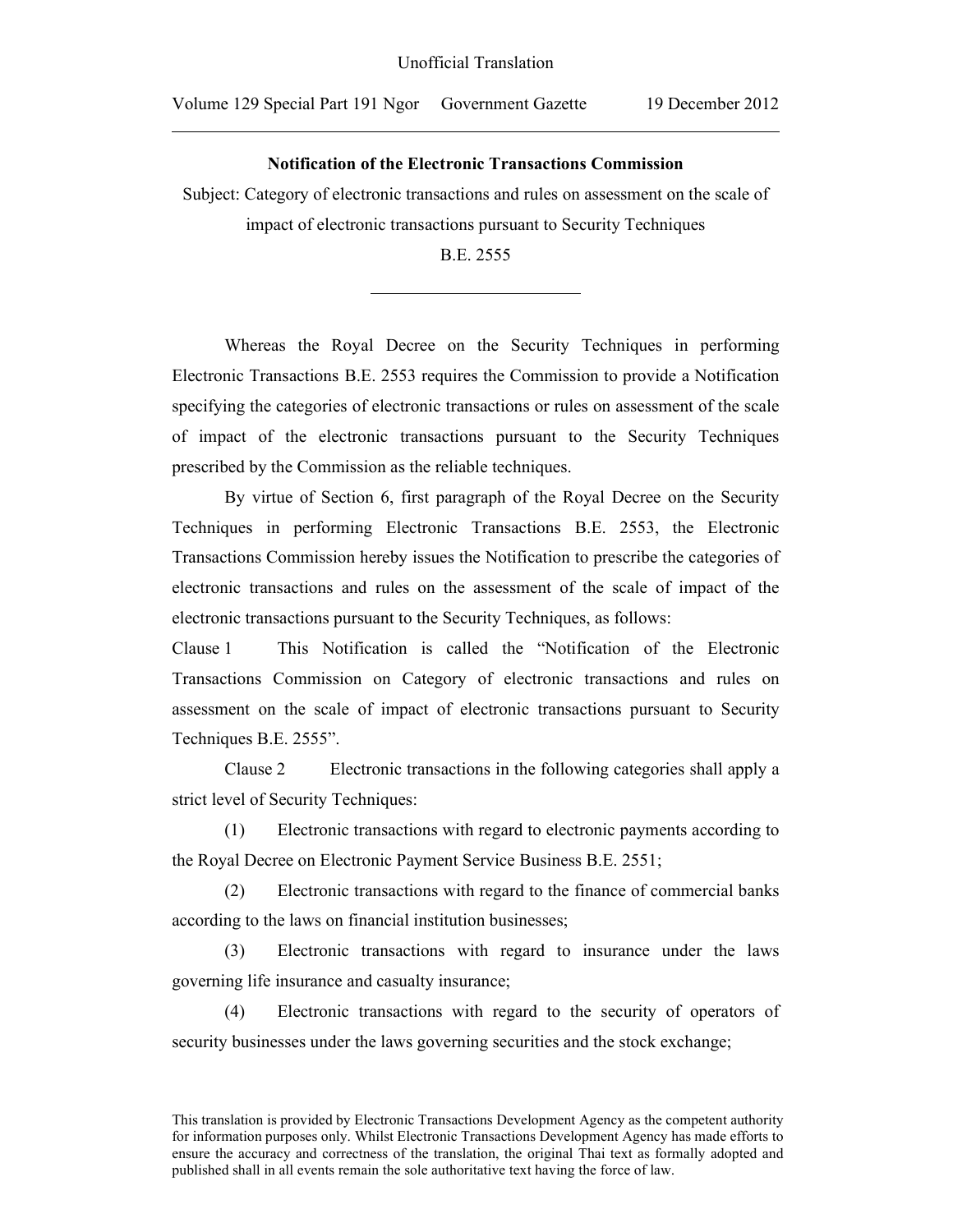Unofficial Translation

Volume 129 Special Part 191 Ngor Government Gazette 19 December 2012

**Notification of the Electronic Transactions Commission**

Subject: Category of electronic transactions and rules on assessment on the scale of impact of electronic transactions pursuant to Security Techniques

B.E. 2555

Whereas the Royal Decree on the Security Techniques in performing Electronic Transactions B.E. 2553 requires the Commission to provide a Notification specifying the categories of electronic transactions or rules on assessment of the scale of impact of the electronic transactions pursuant to the Security Techniques prescribed by the Commission as the reliable techniques.

By virtue of Section 6, first paragraph of the Royal Decree on the Security Techniques in performing Electronic Transactions B.E. 2553, the Electronic Transactions Commission hereby issues the Notification to prescribe the categories of electronic transactions and rules on the assessment of the scale of impact of the electronic transactions pursuant to the Security Techniques, as follows:

Clause 1 This Notification is called the "Notification of the Electronic Transactions Commission on Category of electronic transactions and rules on assessment on the scale of impact of electronic transactions pursuant to Security Techniques B.E. 2555".

Clause 2 Electronic transactions in the following categories shall apply a strict level of Security Techniques:

(1) Electronic transactions with regard to electronic payments according to the Royal Decree on Electronic Payment Service Business B.E. 2551;

(2) Electronic transactions with regard to the finance of commercial banks according to the laws on financial institution businesses;

(3) Electronic transactions with regard to insurance under the laws governing life insurance and casualty insurance;

(4) Electronic transactions with regard to the security of operators of security businesses under the laws governing securities and the stock exchange;

This translation is provided by Electronic Transactions Development Agency as the competent authority for information purposes only. Whilst Electronic Transactions Development Agency has made efforts to ensure the accuracy and correctness of the translation, the original Thai text as formally adopted and published shall in all events remain the sole authoritative text having the force of law.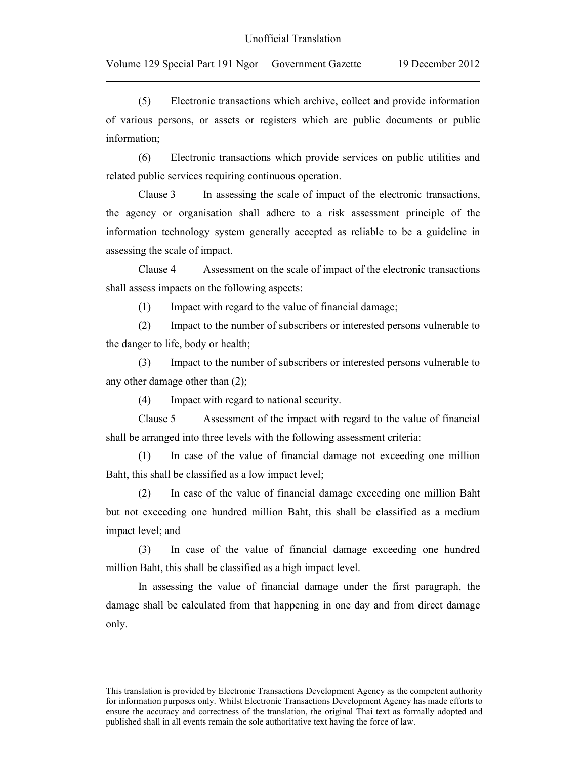(5) Electronic transactions which archive, collect and provide information of various persons, or assets or registers which are public documents or public information;

(6) Electronic transactions which provide services on public utilities and related public services requiring continuous operation.

Clause 3 In assessing the scale of impact of the electronic transactions, the agency or organisation shall adhere to a risk assessment principle of the information technology system generally accepted as reliable to be a guideline in assessing the scale of impact.

Clause 4 Assessment on the scale of impact of the electronic transactions shall assess impacts on the following aspects:

(1) Impact with regard to the value of financial damage;

(2) Impact to the number of subscribers or interested persons vulnerable to the danger to life, body or health;

(3) Impact to the number of subscribers or interested persons vulnerable to any other damage other than (2);

(4) Impact with regard to national security.

Clause 5 Assessment of the impact with regard to the value of financial shall be arranged into three levels with the following assessment criteria:

(1) In case of the value of financial damage not exceeding one million Baht, this shall be classified as a low impact level;

(2) In case of the value of financial damage exceeding one million Baht but not exceeding one hundred million Baht, this shall be classified as a medium impact level; and

(3) In case of the value of financial damage exceeding one hundred million Baht, this shall be classified as a high impact level.

In assessing the value of financial damage under the first paragraph, the damage shall be calculated from that happening in one day and from direct damage only.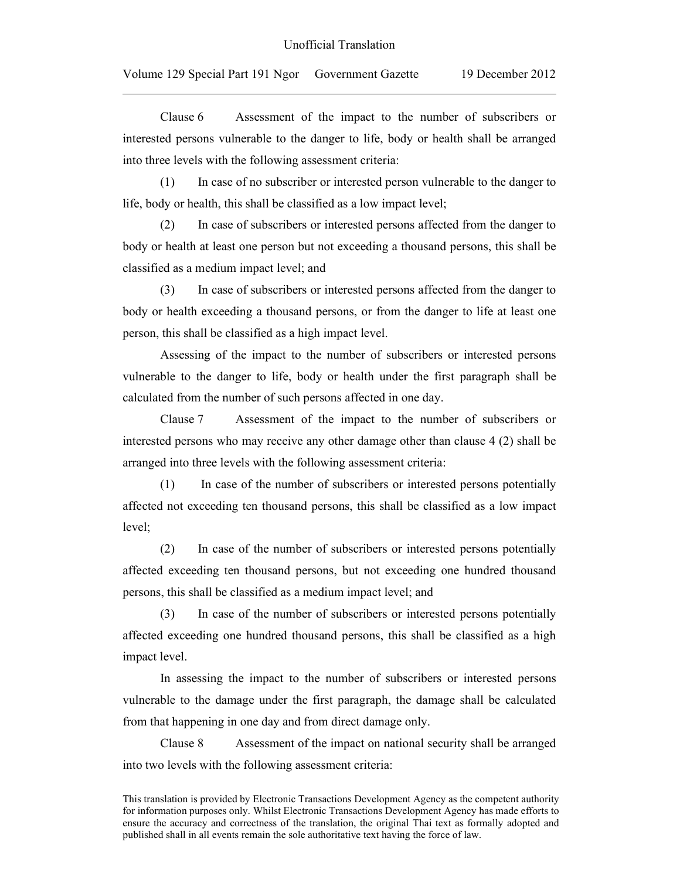Clause 6 Assessment of the impact to the number of subscribers or interested persons vulnerable to the danger to life, body or health shall be arranged into three levels with the following assessment criteria:

(1) In case of no subscriber or interested person vulnerable to the danger to life, body or health, this shall be classified as a low impact level;

(2) In case of subscribers or interested persons affected from the danger to body or health at least one person but not exceeding a thousand persons, this shall be classified as a medium impact level; and

(3) In case of subscribers or interested persons affected from the danger to body or health exceeding a thousand persons, or from the danger to life at least one person, this shall be classified as a high impact level.

Assessing of the impact to the number of subscribers or interested persons vulnerable to the danger to life, body or health under the first paragraph shall be calculated from the number of such persons affected in one day.

Clause 7 Assessment of the impact to the number of subscribers or interested persons who may receive any other damage other than clause 4 (2) shall be arranged into three levels with the following assessment criteria:

(1) In case of the number of subscribers or interested persons potentially affected not exceeding ten thousand persons, this shall be classified as a low impact level;

(2) In case of the number of subscribers or interested persons potentially affected exceeding ten thousand persons, but not exceeding one hundred thousand persons, this shall be classified as a medium impact level; and

(3) In case of the number of subscribers or interested persons potentially affected exceeding one hundred thousand persons, this shall be classified as a high impact level.

In assessing the impact to the number of subscribers or interested persons vulnerable to the damage under the first paragraph, the damage shall be calculated from that happening in one day and from direct damage only.

Clause 8 Assessment of the impact on national security shall be arranged into two levels with the following assessment criteria: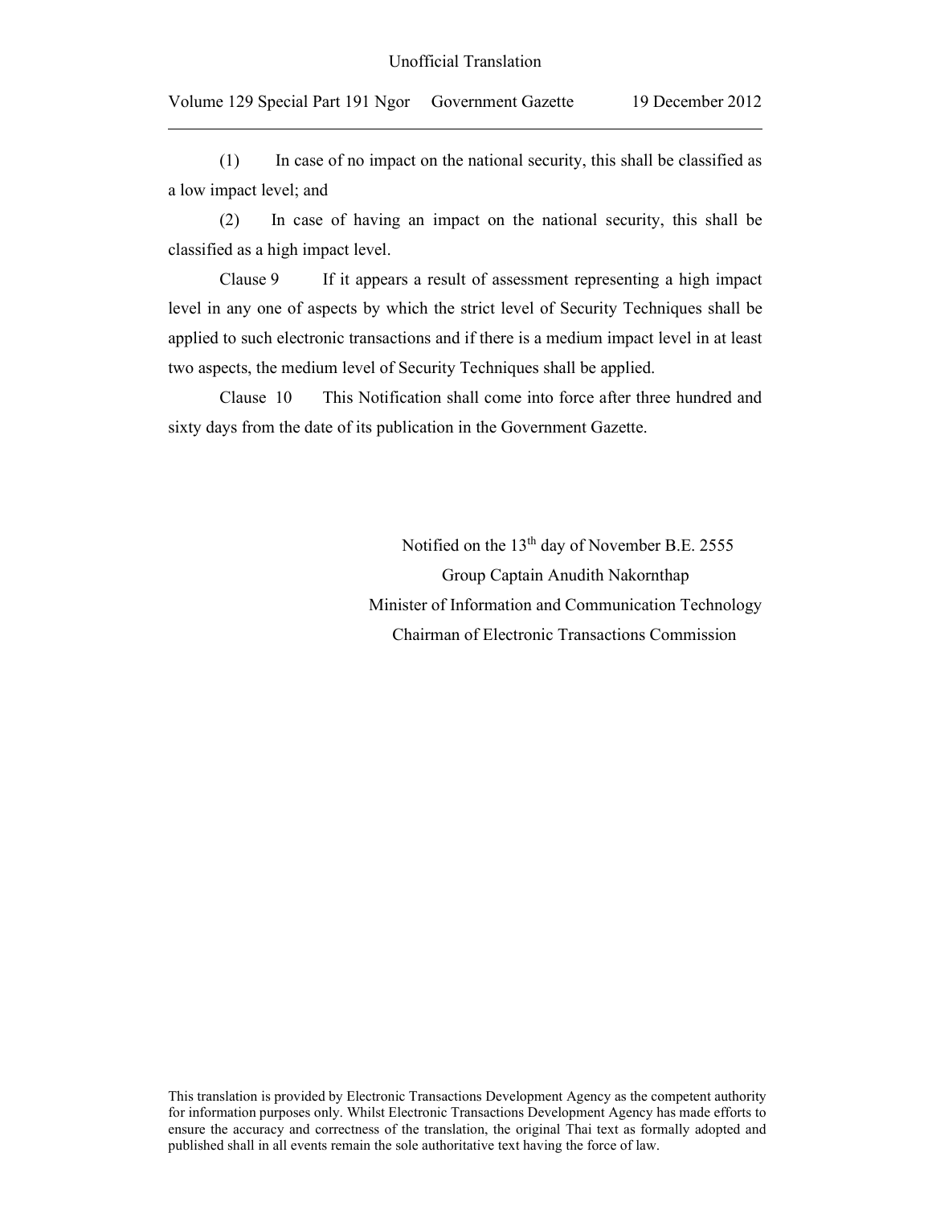(1) In case of no impact on the national security, this shall be classified as a low impact level; and

(2) In case of having an impact on the national security, this shall be classified as a high impact level.

Clause 9 If it appears a result of assessment representing a high impact level in any one of aspects by which the strict level of Security Techniques shall be applied to such electronic transactions and if there is a medium impact level in at least two aspects, the medium level of Security Techniques shall be applied.

Clause 10 This Notification shall come into force after three hundred and sixty days from the date of its publication in the Government Gazette.

Notified on the 13th day of November B.E. 2555

Group Captain Anudith Nakornthap

Minister of Information and Communication Technology

Chairman of Electronic Transactions Commission